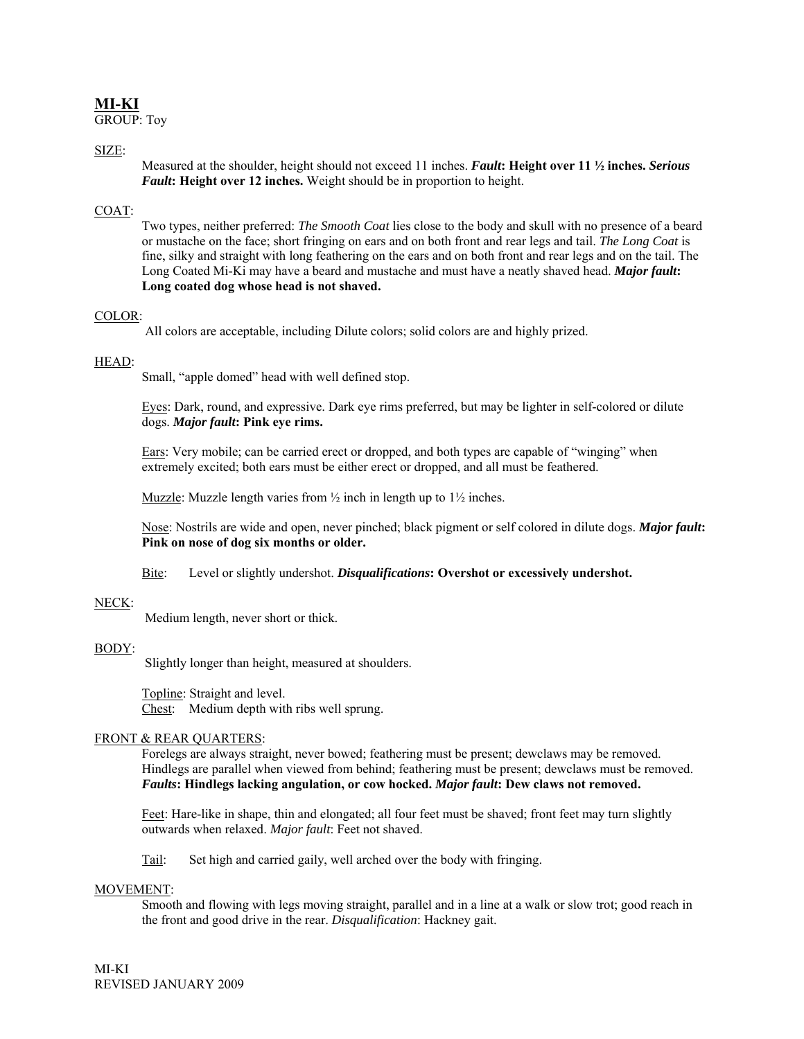## MI-KI

GROUP: Toy

SIZE:

Measured at the shoulder, height should not exceed 11 inches. ***Fault*: Height over 11 ½ inches. *Serious Fault*: Height over 12 inches.** Weight should be in proportion to height.

COAT:

Two types, neither preferred: *The Smooth Coat* lies close to the body and skull with no presence of a beard or mustache on the face; short fringing on ears and on both front and rear legs and tail. *The Long Coat* is fine, silky and straight with long feathering on the ears and on both front and rear legs and on the tail. The Long Coated Mi-Ki may have a beard and mustache and must have a neatly shaved head. ***Major fault*: Long coated dog whose head is not shaved.**

COLOR:

All colors are acceptable, including Dilute colors; solid colors are and highly prized.

HEAD:

Small, "apple domed" head with well defined stop.

Eyes: Dark, round, and expressive. Dark eye rims preferred, but may be lighter in self-colored or dilute dogs. ***Major fault*: Pink eye rims.**

Ears: Very mobile; can be carried erect or dropped, and both types are capable of "winging" when extremely excited; both ears must be either erect or dropped, and all must be feathered.

Muzzle: Muzzle length varies from ½ inch in length up to 1½ inches.

Nose: Nostrils are wide and open, never pinched; black pigment or self colored in dilute dogs. ***Major fault*: Pink on nose of dog six months or older.**

Bite: Level or slightly undershot. ***Disqualifications*: Overshot or excessively undershot.**

NECK:

Medium length, never short or thick.

BODY:

Slightly longer than height, measured at shoulders.

Topline: Straight and level.
Chest: Medium depth with ribs well sprung.

FRONT & REAR QUARTERS:

Forelegs are always straight, never bowed; feathering must be present; dewclaws may be removed. Hindlegs are parallel when viewed from behind; feathering must be present; dewclaws must be removed. ***Faults*: Hindlegs lacking angulation, or cow hocked. *Major fault*: Dew claws not removed.**

Feet: Hare-like in shape, thin and elongated; all four feet must be shaved; front feet may turn slightly outwards when relaxed. *Major fault*: Feet not shaved.

Tail: Set high and carried gaily, well arched over the body with fringing.

MOVEMENT:

Smooth and flowing with legs moving straight, parallel and in a line at a walk or slow trot; good reach in the front and good drive in the rear. *Disqualification*: Hackney gait.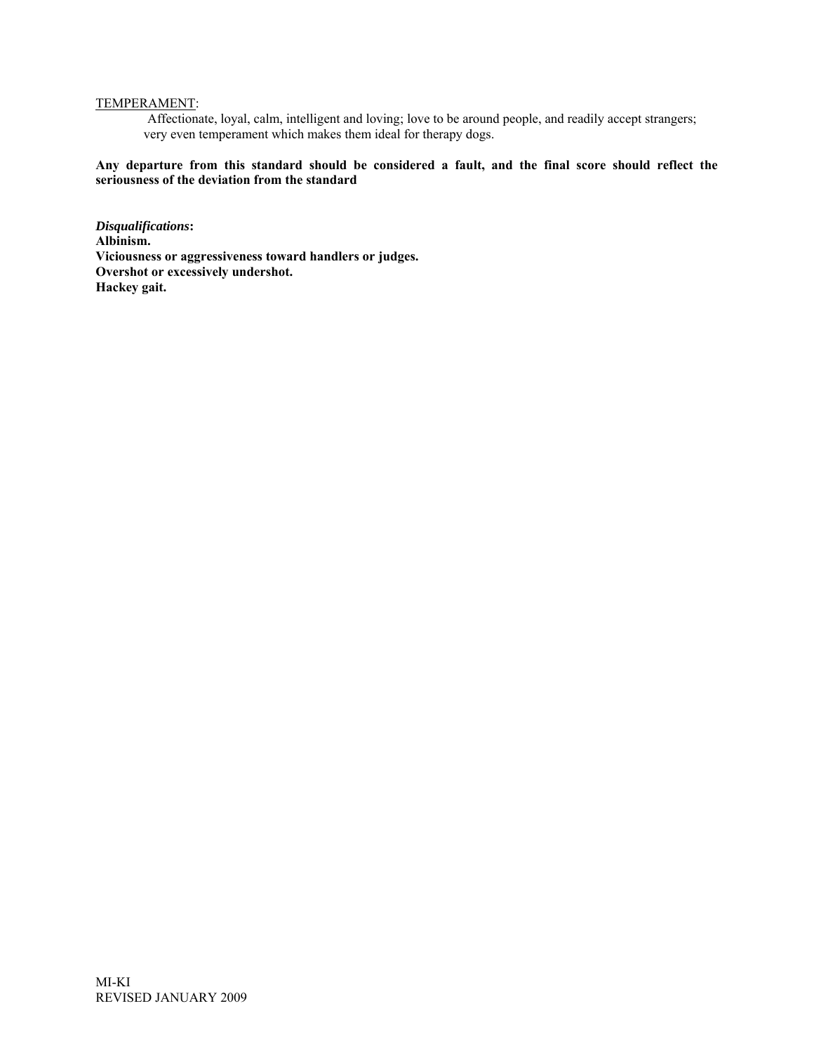TEMPERAMENT:

Affectionate, loyal, calm, intelligent and loving; love to be around people, and readily accept strangers; very even temperament which makes them ideal for therapy dogs.

**Any departure from this standard should be considered a fault, and the final score should reflect the seriousness of the deviation from the standard**

***Disqualifications*:**
**Albinism.**
**Viciousness or aggressiveness toward handlers or judges.**
**Overshot or excessively undershot.**
**Hackey gait.**